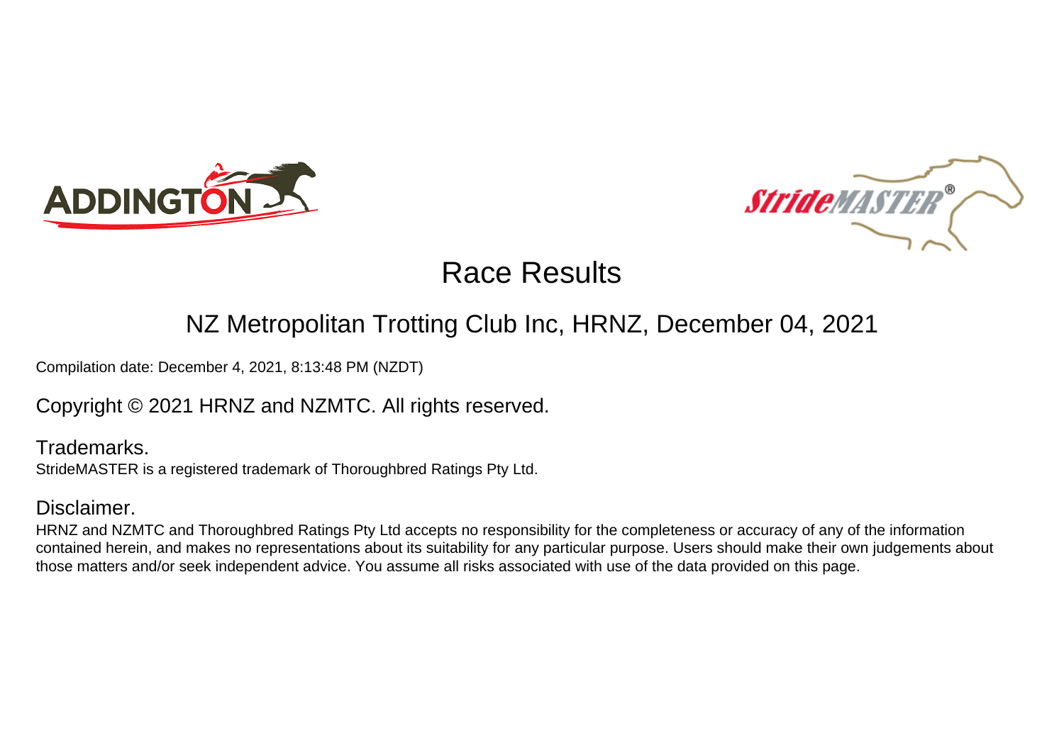# Race Results

## NZ Metropolitan Trotting Club Inc, HRNZ, December 04, 2021

Compilation date: December 4, 2021, 8:13:48 PM (NZDT)

Copyright © 2021 HRNZ and NZMTC. All rights reserved.

### Trademarks.

StrideMASTER is a registered trademark of Thoroughbred Ratings Pty Ltd.

### Disclaimer.

HRNZ and NZMTC and Thoroughbred Ratings Pty Ltd accepts no responsibility for the completeness or accuracy of any of the information contained herein, and makes no representations about its suitability for any particular purpose. Users should make their own judgements about those matters and/or seek independent advice. You assume all risks associated with use of the data provided on this page.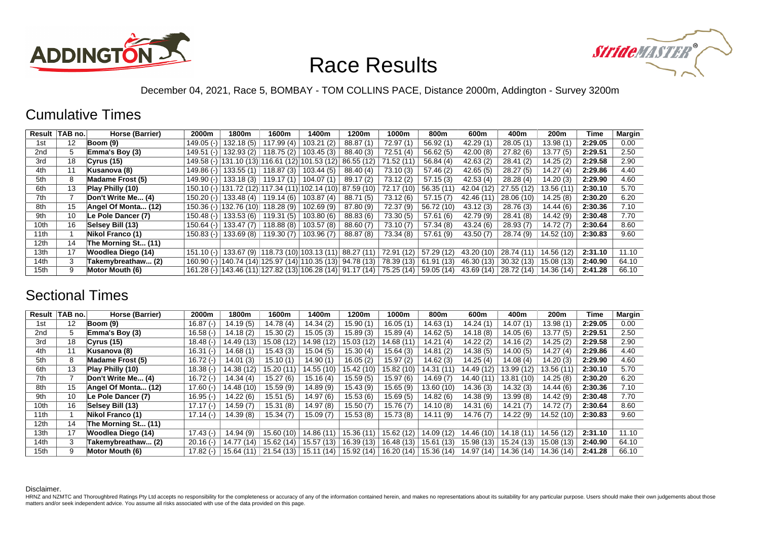# Race Results

December 04, 2021, Race 5, BOMBAY - TOM COLLINS PACE, Distance 2000m, Addington - Survey 3200m

## Cumulative Times

| Result | TAB no. | Horse (Barrier) | 2000m | 1800m | 1600m | 1400m | 1200m | 1000m | 800m | 600m | 400m | 200m | Time | Margin |
|---|---|---|---|---|---|---|---|---|---|---|---|---|---|---|
| 1st | 12 | Boom (9) | 149.05 (-) | 132.18 (5) | 117.99 (4) | 103.21 (2) | 88.87 (1) | 72.97 (1) | 56.92 (1) | 42.29 (1) | 28.05 (1) | 13.98 (1) | 2:29.05 | 0.00 |
| 2nd | 5 | Emma's Boy (3) | 149.51 (-) | 132.93 (2) | 118.75 (2) | 103.45 (3) | 88.40 (3) | 72.51 (4) | 56.62 (5) | 42.00 (8) | 27.82 (6) | 13.77 (5) | 2:29.51 | 2.50 |
| 3rd | 18 | Cyrus (15) | 149.58 (-) | 131.10 (13) | 116.61 (12) | 101.53 (12) | 86.55 (12) | 71.52 (11) | 56.84 (4) | 42.63 (2) | 28.41 (2) | 14.25 (2) | 2:29.58 | 2.90 |
| 4th | 11 | Kusanova (8) | 149.86 (-) | 133.55 (1) | 118.87 (3) | 103.44 (5) | 88.40 (4) | 73.10 (3) | 57.46 (2) | 42.65 (5) | 28.27 (5) | 14.27 (4) | 2:29.86 | 4.40 |
| 5th | 8 | Madame Frost (5) | 149.90 (-) | 133.18 (3) | 119.17 (1) | 104.07 (1) | 89.17 (2) | 73.12 (2) | 57.15 (3) | 42.53 (4) | 28.28 (4) | 14.20 (3) | 2:29.90 | 4.60 |
| 6th | 13 | Play Philly (10) | 150.10 (-) | 131.72 (12) | 117.34 (11) | 102.14 (10) | 87.59 (10) | 72.17 (10) | 56.35 (11) | 42.04 (12) | 27.55 (12) | 13.56 (11) | 2:30.10 | 5.70 |
| 7th | 7 | Don't Write Me... (4) | 150.20 (-) | 133.48 (4) | 119.14 (6) | 103.87 (4) | 88.71 (5) | 73.12 (6) | 57.15 (7) | 42.46 (11) | 28.06 (10) | 14.25 (8) | 2:30.20 | 6.20 |
| 8th | 15 | Angel Of Monta... (12) | 150.36 (-) | 132.76 (10) | 118.28 (9) | 102.69 (9) | 87.80 (9) | 72.37 (9) | 56.72 (10) | 43.12 (3) | 28.76 (3) | 14.44 (6) | 2:30.36 | 7.10 |
| 9th | 10 | Le Pole Dancer (7) | 150.48 (-) | 133.53 (6) | 119.31 (5) | 103.80 (6) | 88.83 (6) | 73.30 (5) | 57.61 (6) | 42.79 (9) | 28.41 (8) | 14.42 (9) | 2:30.48 | 7.70 |
| 10th | 16 | Selsey Bill (13) | 150.64 (-) | 133.47 (7) | 118.88 (8) | 103.57 (8) | 88.60 (7) | 73.10 (7) | 57.34 (8) | 43.24 (6) | 28.93 (7) | 14.72 (7) | 2:30.64 | 8.60 |
| 11th | 1 | Nikol Franco (1) | 150.83 (-) | 133.69 (8) | 119.30 (7) | 103.96 (7) | 88.87 (8) | 73.34 (8) | 57.61 (9) | 43.50 (7) | 28.74 (9) | 14.52 (10) | 2:30.83 | 9.60 |
| 12th | 14 | The Morning St... (11) | | | | | | | | | | | | |
| 13th | 17 | Woodlea Diego (14) | 151.10 (-) | 133.67 (9) | 118.73 (10) | 103.13 (11) | 88.27 (11) | 72.91 (12) | 57.29 (12) | 43.20 (10) | 28.74 (11) | 14.56 (12) | 2:31.10 | 11.10 |
| 14th | 3 | Takemybreathaw... (2) | 160.90 (-) | 140.74 (14) | 125.97 (14) | 110.35 (13) | 94.78 (13) | 78.39 (13) | 61.91 (13) | 46.30 (13) | 30.32 (13) | 15.08 (13) | 2:40.90 | 64.10 |
| 15th | 9 | Motor Mouth (6) | 161.28 (-) | 143.46 (11) | 127.82 (13) | 106.28 (14) | 91.17 (14) | 75.25 (14) | 59.05 (14) | 43.69 (14) | 28.72 (14) | 14.36 (14) | 2:41.28 | 66.10 |

## Sectional Times

| Result | TAB no. | Horse (Barrier) | 2000m | 1800m | 1600m | 1400m | 1200m | 1000m | 800m | 600m | 400m | 200m | Time | Margin |
|---|---|---|---|---|---|---|---|---|---|---|---|---|---|---|
| 1st | 12 | Boom (9) | 16.87 (-) | 14.19 (5) | 14.78 (4) | 14.34 (2) | 15.90 (1) | 16.05 (1) | 14.63 (1) | 14.24 (1) | 14.07 (1) | 13.98 (1) | 2:29.05 | 0.00 |
| 2nd | 5 | Emma's Boy (3) | 16.58 (-) | 14.18 (2) | 15.30 (2) | 15.05 (3) | 15.89 (3) | 15.89 (4) | 14.62 (5) | 14.18 (8) | 14.05 (6) | 13.77 (5) | 2:29.51 | 2.50 |
| 3rd | 18 | Cyrus (15) | 18.48 (-) | 14.49 (13) | 15.08 (12) | 14.98 (12) | 15.03 (12) | 14.68 (11) | 14.21 (4) | 14.22 (2) | 14.16 (2) | 14.25 (2) | 2:29.58 | 2.90 |
| 4th | 11 | Kusanova (8) | 16.31 (-) | 14.68 (1) | 15.43 (3) | 15.04 (5) | 15.30 (4) | 15.64 (3) | 14.81 (2) | 14.38 (5) | 14.00 (5) | 14.27 (4) | 2:29.86 | 4.40 |
| 5th | 8 | Madame Frost (5) | 16.72 (-) | 14.01 (3) | 15.10 (1) | 14.90 (1) | 16.05 (2) | 15.97 (2) | 14.62 (3) | 14.25 (4) | 14.08 (4) | 14.20 (3) | 2:29.90 | 4.60 |
| 6th | 13 | Play Philly (10) | 18.38 (-) | 14.38 (12) | 15.20 (11) | 14.55 (10) | 15.42 (10) | 15.82 (10) | 14.31 (11) | 14.49 (12) | 13.99 (12) | 13.56 (11) | 2:30.10 | 5.70 |
| 7th | 7 | Don't Write Me... (4) | 16.72 (-) | 14.34 (4) | 15.27 (6) | 15.16 (4) | 15.59 (5) | 15.97 (6) | 14.69 (7) | 14.40 (11) | 13.81 (10) | 14.25 (8) | 2:30.20 | 6.20 |
| 8th | 15 | Angel Of Monta... (12) | 17.60 (-) | 14.48 (10) | 15.59 (9) | 14.89 (9) | 15.43 (9) | 15.65 (9) | 13.60 (10) | 14.36 (3) | 14.32 (3) | 14.44 (6) | 2:30.36 | 7.10 |
| 9th | 10 | Le Pole Dancer (7) | 16.95 (-) | 14.22 (6) | 15.51 (5) | 14.97 (6) | 15.53 (6) | 15.69 (5) | 14.82 (6) | 14.38 (9) | 13.99 (8) | 14.42 (9) | 2:30.48 | 7.70 |
| 10th | 16 | Selsey Bill (13) | 17.17 (-) | 14.59 (7) | 15.31 (8) | 14.97 (8) | 15.50 (7) | 15.76 (7) | 14.10 (8) | 14.31 (6) | 14.21 (7) | 14.72 (7) | 2:30.64 | 8.60 |
| 11th | 1 | Nikol Franco (1) | 17.14 (-) | 14.39 (8) | 15.34 (7) | 15.09 (7) | 15.53 (8) | 15.73 (8) | 14.11 (9) | 14.76 (7) | 14.22 (9) | 14.52 (10) | 2:30.83 | 9.60 |
| 12th | 14 | The Morning St... (11) | | | | | | | | | | | | |
| 13th | 17 | Woodlea Diego (14) | 17.43 (-) | 14.94 (9) | 15.60 (10) | 14.86 (11) | 15.36 (11) | 15.62 (12) | 14.09 (12) | 14.46 (10) | 14.18 (11) | 14.56 (12) | 2:31.10 | 11.10 |
| 14th | 3 | Takemybreathaw... (2) | 20.16 (-) | 14.77 (14) | 15.62 (14) | 15.57 (13) | 16.39 (13) | 16.48 (13) | 15.61 (13) | 15.98 (13) | 15.24 (13) | 15.08 (13) | 2:40.90 | 64.10 |
| 15th | 9 | Motor Mouth (6) | 17.82 (-) | 15.64 (11) | 21.54 (13) | 15.11 (14) | 15.92 (14) | 16.20 (14) | 15.36 (14) | 14.97 (14) | 14.36 (14) | 14.36 (14) | 2:41.28 | 66.10 |

Disclaimer.

HRNZ and NZMTC and Thoroughbred Ratings Pty Ltd accepts no responsibility for the completeness or accuracy of any of the information contained herein, and makes no representations about its suitability for any particular purpose. Users should make their own judgements about those matters and/or seek independent advice. You assume all risks associated with use of the data provided on this page.